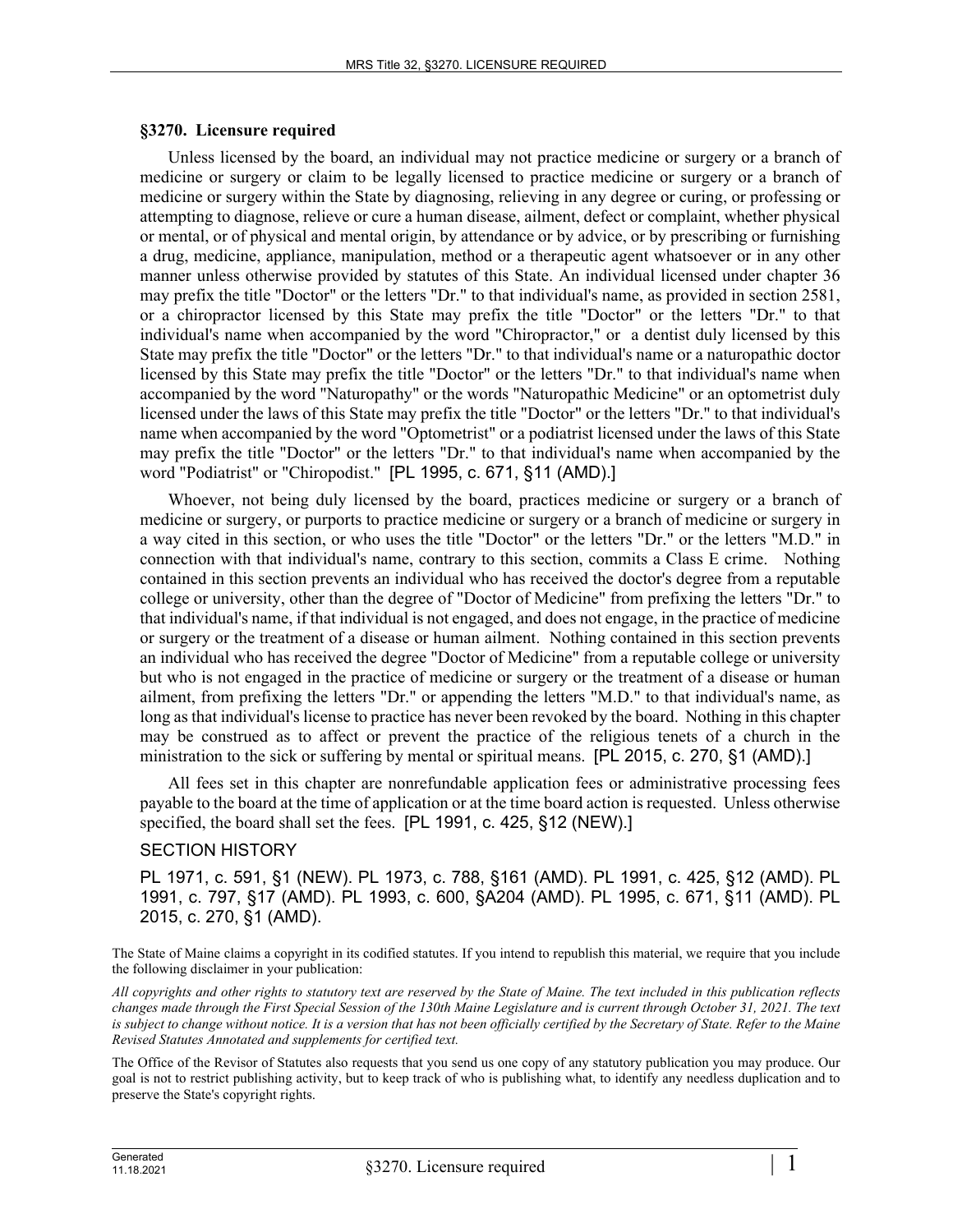## §3270. Licensure required

Unless licensed by the board, an individual may not practice medicine or surgery or a branch of medicine or surgery or claim to be legally licensed to practice medicine or surgery or a branch of medicine or surgery within the State by diagnosing, relieving in any degree or curing, or professing or attempting to diagnose, relieve or cure a human disease, ailment, defect or complaint, whether physical or mental, or of physical and mental origin, by attendance or by advice, or by prescribing or furnishing a drug, medicine, appliance, manipulation, method or a therapeutic agent whatsoever or in any other manner unless otherwise provided by statutes of this State. An individual licensed under chapter 36 may prefix the title "Doctor" or the letters "Dr." to that individual's name, as provided in section 2581, or a chiropractor licensed by this State may prefix the title "Doctor" or the letters "Dr." to that individual's name when accompanied by the word "Chiropractor," or a dentist duly licensed by this State may prefix the title "Doctor" or the letters "Dr." to that individual's name or a naturopathic doctor licensed by this State may prefix the title "Doctor" or the letters "Dr." to that individual's name when accompanied by the word "Naturopathy" or the words "Naturopathic Medicine" or an optometrist duly licensed under the laws of this State may prefix the title "Doctor" or the letters "Dr." to that individual's name when accompanied by the word "Optometrist" or a podiatrist licensed under the laws of this State may prefix the title "Doctor" or the letters "Dr." to that individual's name when accompanied by the word "Podiatrist" or "Chiropodist." [PL 1995, c. 671, §11 (AMD).]

Whoever, not being duly licensed by the board, practices medicine or surgery or a branch of medicine or surgery, or purports to practice medicine or surgery or a branch of medicine or surgery in a way cited in this section, or who uses the title "Doctor" or the letters "Dr." or the letters "M.D." in connection with that individual's name, contrary to this section, commits a Class E crime. Nothing contained in this section prevents an individual who has received the doctor's degree from a reputable college or university, other than the degree of "Doctor of Medicine" from prefixing the letters "Dr." to that individual's name, if that individual is not engaged, and does not engage, in the practice of medicine or surgery or the treatment of a disease or human ailment. Nothing contained in this section prevents an individual who has received the degree "Doctor of Medicine" from a reputable college or university but who is not engaged in the practice of medicine or surgery or the treatment of a disease or human ailment, from prefixing the letters "Dr." or appending the letters "M.D." to that individual's name, as long as that individual's license to practice has never been revoked by the board. Nothing in this chapter may be construed as to affect or prevent the practice of the religious tenets of a church in the ministration to the sick or suffering by mental or spiritual means. [PL 2015, c. 270, §1 (AMD).]

All fees set in this chapter are nonrefundable application fees or administrative processing fees payable to the board at the time of application or at the time board action is requested. Unless otherwise specified, the board shall set the fees. [PL 1991, c. 425, §12 (NEW).]

SECTION HISTORY

PL 1971, c. 591, §1 (NEW). PL 1973, c. 788, §161 (AMD). PL 1991, c. 425, §12 (AMD). PL 1991, c. 797, §17 (AMD). PL 1993, c. 600, §A204 (AMD). PL 1995, c. 671, §11 (AMD). PL 2015, c. 270, §1 (AMD).

The State of Maine claims a copyright in its codified statutes. If you intend to republish this material, we require that you include the following disclaimer in your publication:

*All copyrights and other rights to statutory text are reserved by the State of Maine. The text included in this publication reflects changes made through the First Special Session of the 130th Maine Legislature and is current through October 31, 2021. The text is subject to change without notice. It is a version that has not been officially certified by the Secretary of State. Refer to the Maine Revised Statutes Annotated and supplements for certified text.*

The Office of the Revisor of Statutes also requests that you send us one copy of any statutory publication you may produce. Our goal is not to restrict publishing activity, but to keep track of who is publishing what, to identify any needless duplication and to preserve the State's copyright rights.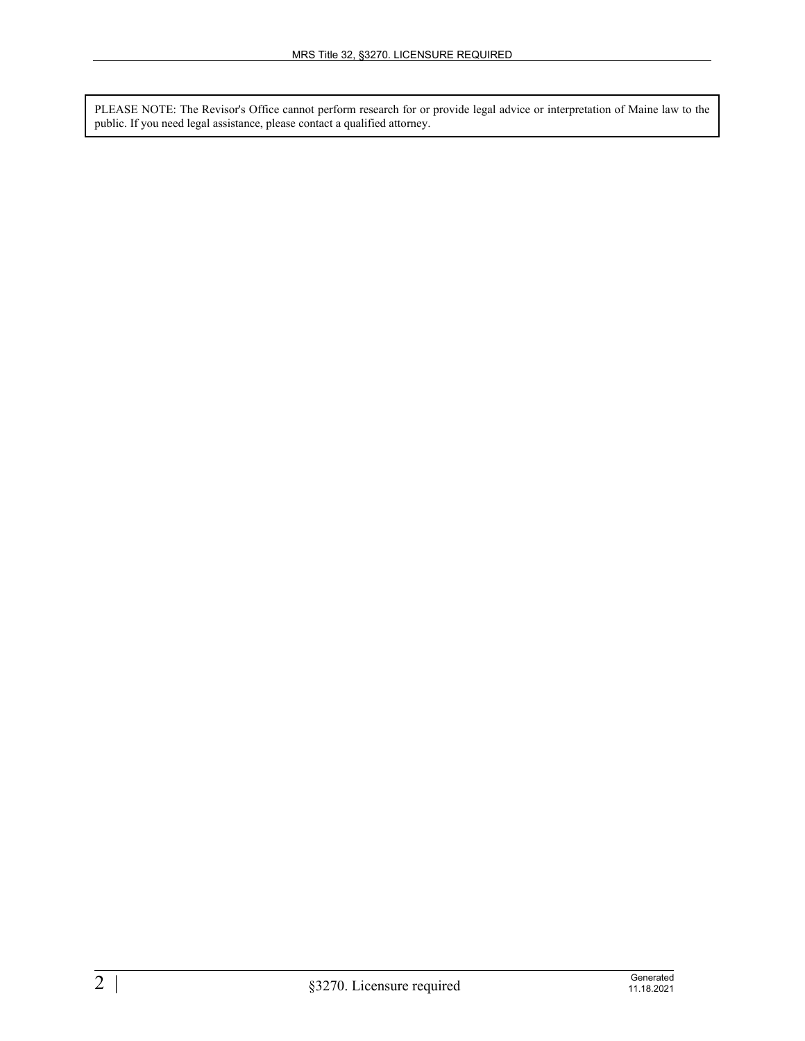PLEASE NOTE: The Revisor's Office cannot perform research for or provide legal advice or interpretation of Maine law to the public. If you need legal assistance, please contact a qualified attorney.